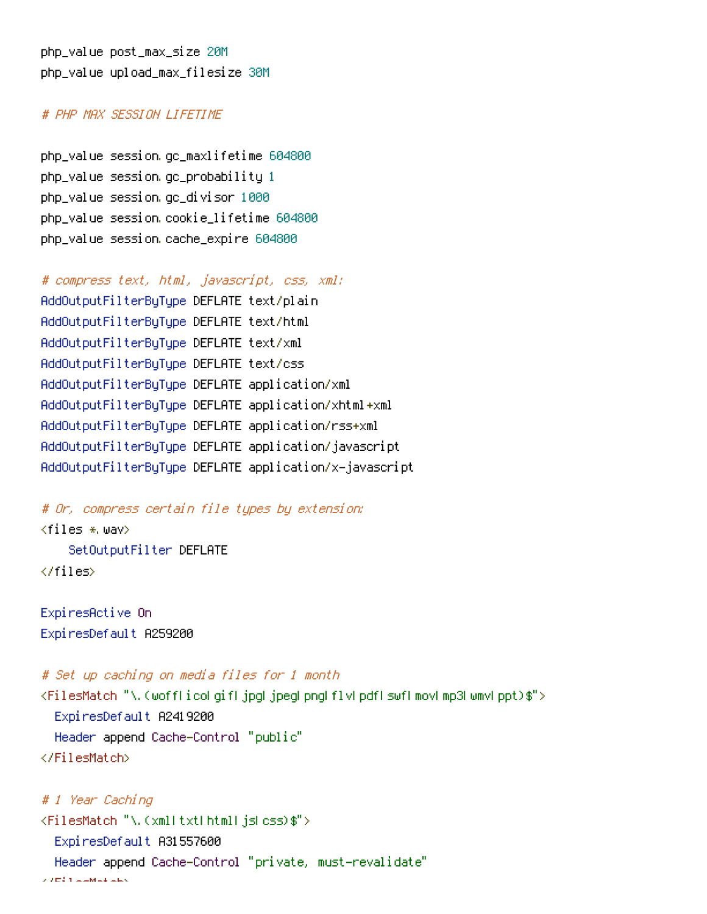```
php_value post_max_size 20M
php_value upload_max_filesize 30M

# PHP MAX SESSION LIFETIME

php_value session.gc_maxlifetime 604800
php_value session.gc_probability 1
php_value session.gc_divisor 1000
php_value session.cookie_lifetime 604800
php_value session.cache_expire 604800

# compress text, html, javascript, css, xml:
AddOutputFilterByType DEFLATE text/plain
AddOutputFilterByType DEFLATE text/html
AddOutputFilterByType DEFLATE text/xml
AddOutputFilterByType DEFLATE text/css
AddOutputFilterByType DEFLATE application/xml
AddOutputFilterByType DEFLATE application/xhtml+xml
AddOutputFilterByType DEFLATE application/rss+xml
AddOutputFilterByType DEFLATE application/javascript
AddOutputFilterByType DEFLATE application/x-javascript

# Or, compress certain file types by extension:
<files *.wav>
    SetOutputFilter DEFLATE
</files>

ExpiresActive On
ExpiresDefault A259200

# Set up caching on media files for 1 month
<FilesMatch "\.(woff|ico|gif|jpg|jpeg|png|flv|pdf|swf|mov|mp3|wmv|ppt)$">
  ExpiresDefault A2419200
  Header append Cache-Control "public"
</FilesMatch>

# 1 Year Caching
<FilesMatch "\.(xml|txt|html|js|css)$">
  ExpiresDefault A31557600
  Header append Cache-Control "private, must-revalidate"
</FilesMatch>
```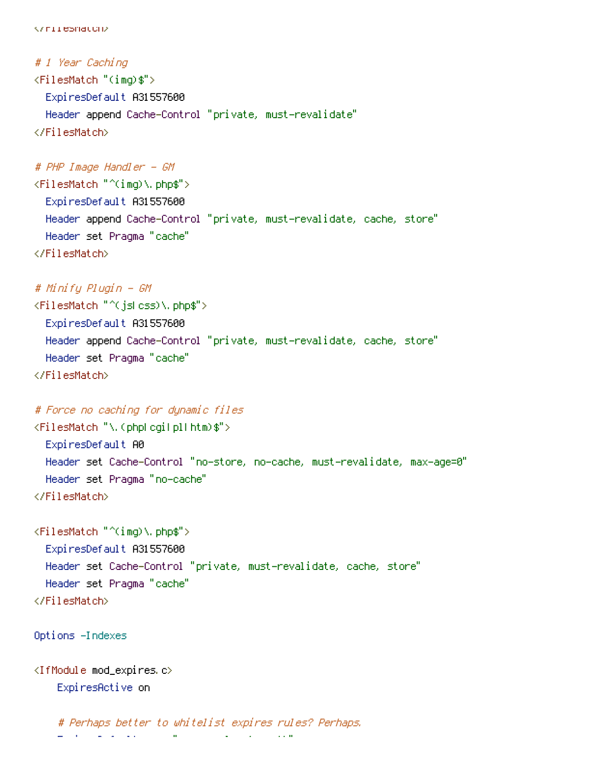```
</FilesMatch>

# 1 Year Caching
<FilesMatch "(img)$">
  ExpiresDefault A31557600
  Header append Cache-Control "private, must-revalidate"
</FilesMatch>

# PHP Image Handler - GM
<FilesMatch "^(img)\.php$">
  ExpiresDefault A31557600
  Header append Cache-Control "private, must-revalidate, cache, store"
  Header set Pragma "cache"
</FilesMatch>

# Minify Plugin - GM
<FilesMatch "^(js|css)\.php$">
  ExpiresDefault A31557600
  Header append Cache-Control "private, must-revalidate, cache, store"
  Header set Pragma "cache"
</FilesMatch>

# Force no caching for dynamic files
<FilesMatch "\.(php|cgi|pl|htm)$">
  ExpiresDefault A0
  Header set Cache-Control "no-store, no-cache, must-revalidate, max-age=0"
  Header set Pragma "no-cache"
</FilesMatch>

<FilesMatch "^(img)\.php$">
  ExpiresDefault A31557600
  Header set Cache-Control "private, must-revalidate, cache, store"
  Header set Pragma "cache"
</FilesMatch>

Options -Indexes

<IfModule mod_expires.c>
    ExpiresActive on

    # Perhaps better to whitelist expires rules? Perhaps.
```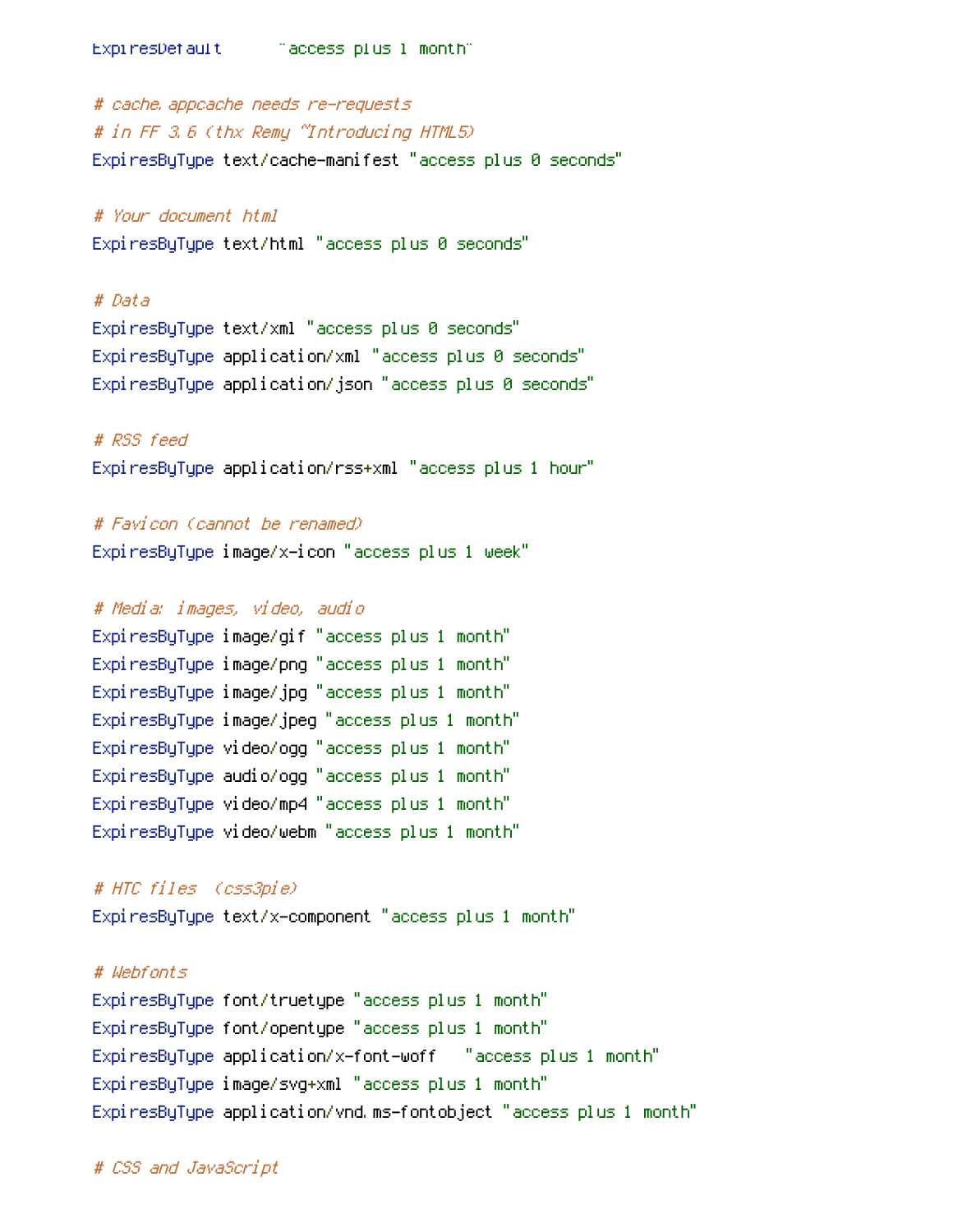```
ExpiresDefault      "access plus 1 month"

# cache.appcache needs re-requests
# in FF 3.6 (thx Remy ~Introducing HTML5)
ExpiresByType text/cache-manifest "access plus 0 seconds"

# Your document html
ExpiresByType text/html "access plus 0 seconds"

# Data
ExpiresByType text/xml "access plus 0 seconds"
ExpiresByType application/xml "access plus 0 seconds"
ExpiresByType application/json "access plus 0 seconds"

# RSS feed
ExpiresByType application/rss+xml "access plus 1 hour"

# Favicon (cannot be renamed)
ExpiresByType image/x-icon "access plus 1 week"

# Media: images, video, audio
ExpiresByType image/gif "access plus 1 month"
ExpiresByType image/png "access plus 1 month"
ExpiresByType image/jpg "access plus 1 month"
ExpiresByType image/jpeg "access plus 1 month"
ExpiresByType video/ogg "access plus 1 month"
ExpiresByType audio/ogg "access plus 1 month"
ExpiresByType video/mp4 "access plus 1 month"
ExpiresByType video/webm "access plus 1 month"

# HTC files  (css3pie)
ExpiresByType text/x-component "access plus 1 month"

# Webfonts
ExpiresByType font/truetype "access plus 1 month"
ExpiresByType font/opentype "access plus 1 month"
ExpiresByType application/x-font-woff   "access plus 1 month"
ExpiresByType image/svg+xml "access plus 1 month"
ExpiresByType application/vnd.ms-fontobject "access plus 1 month"

# CSS and JavaScript
```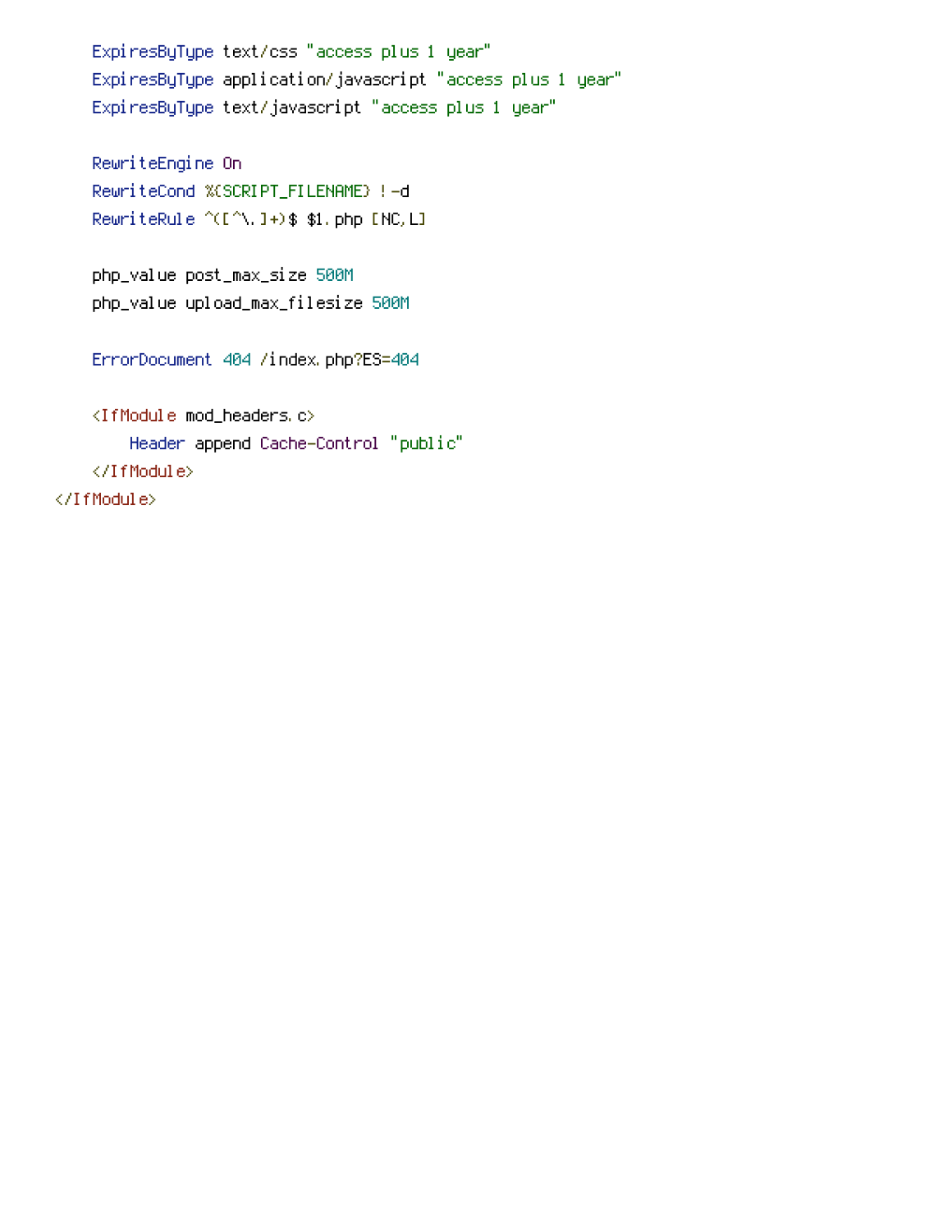```
    ExpiresByType text/css "access plus 1 year"
    ExpiresByType application/javascript "access plus 1 year"
    ExpiresByType text/javascript "access plus 1 year"

    RewriteEngine On
    RewriteCond %{SCRIPT_FILENAME} !-d
    RewriteRule ^([^\.]+)$ $1.php [NC,L]

    php_value post_max_size 500M
    php_value upload_max_filesize 500M

    ErrorDocument 404 /index.php?ES=404

    <IfModule mod_headers.c>
        Header append Cache-Control "public"
    </IfModule>
</IfModule>
```